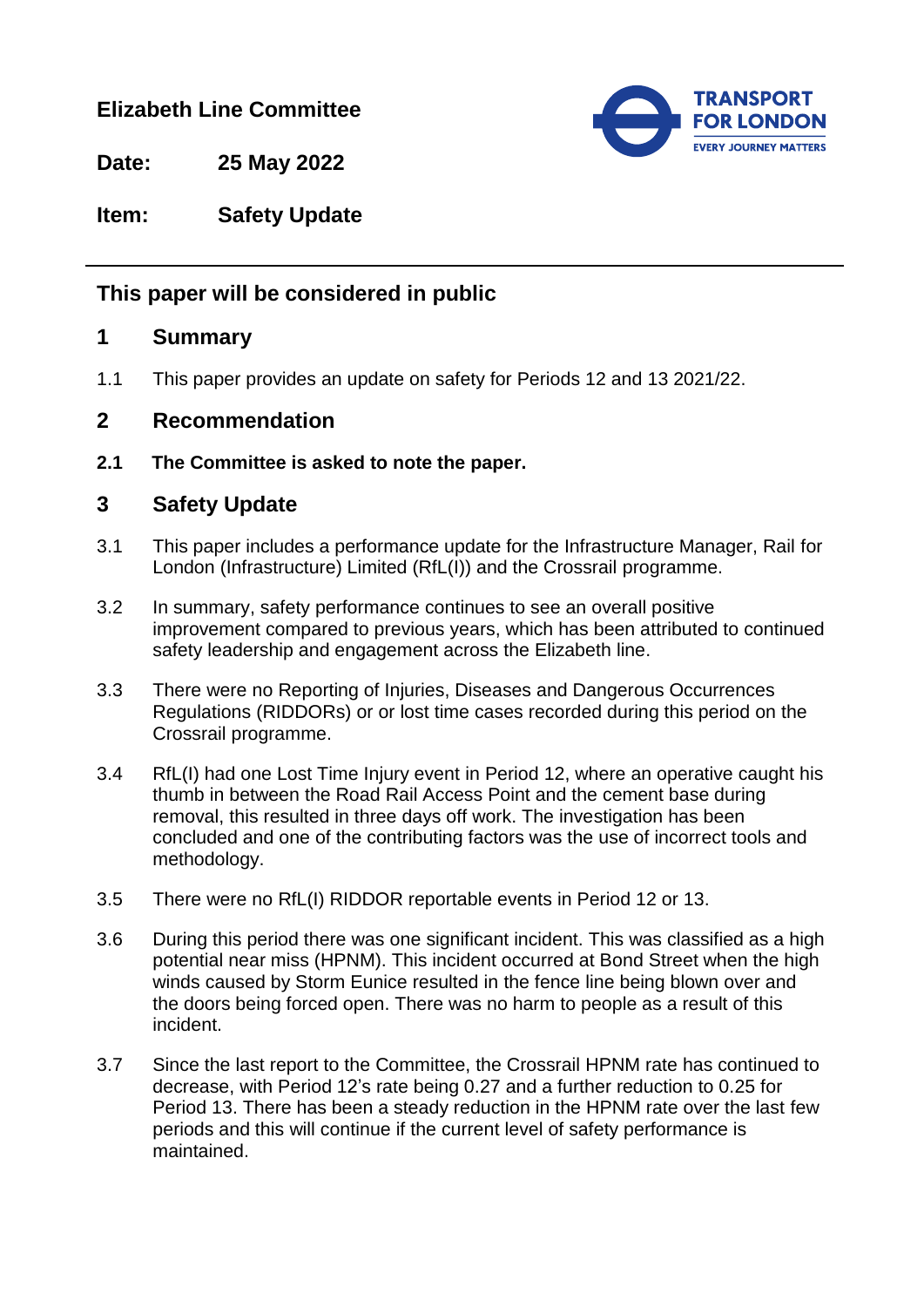**Elizabeth Line Committee**

**Date:** 25 May 2022

**Item:** Safety Update

## This paper will be considered in public

## 1 Summary

1.1 This paper provides an update on safety for Periods 12 and 13 2021/22.

## 2 Recommendation

**2.1 The Committee is asked to note the paper.**

## 3 Safety Update

3.1 This paper includes a performance update for the Infrastructure Manager, Rail for London (Infrastructure) Limited (RfL(I)) and the Crossrail programme.

3.2 In summary, safety performance continues to see an overall positive improvement compared to previous years, which has been attributed to continued safety leadership and engagement across the Elizabeth line.

3.3 There were no Reporting of Injuries, Diseases and Dangerous Occurrences Regulations (RIDDORs) or or lost time cases recorded during this period on the Crossrail programme.

3.4 RfL(I) had one Lost Time Injury event in Period 12, where an operative caught his thumb in between the Road Rail Access Point and the cement base during removal, this resulted in three days off work. The investigation has been concluded and one of the contributing factors was the use of incorrect tools and methodology.

3.5 There were no RfL(I) RIDDOR reportable events in Period 12 or 13.

3.6 During this period there was one significant incident. This was classified as a high potential near miss (HPNM). This incident occurred at Bond Street when the high winds caused by Storm Eunice resulted in the fence line being blown over and the doors being forced open. There was no harm to people as a result of this incident.

3.7 Since the last report to the Committee, the Crossrail HPNM rate has continued to decrease, with Period 12's rate being 0.27 and a further reduction to 0.25 for Period 13. There has been a steady reduction in the HPNM rate over the last few periods and this will continue if the current level of safety performance is maintained.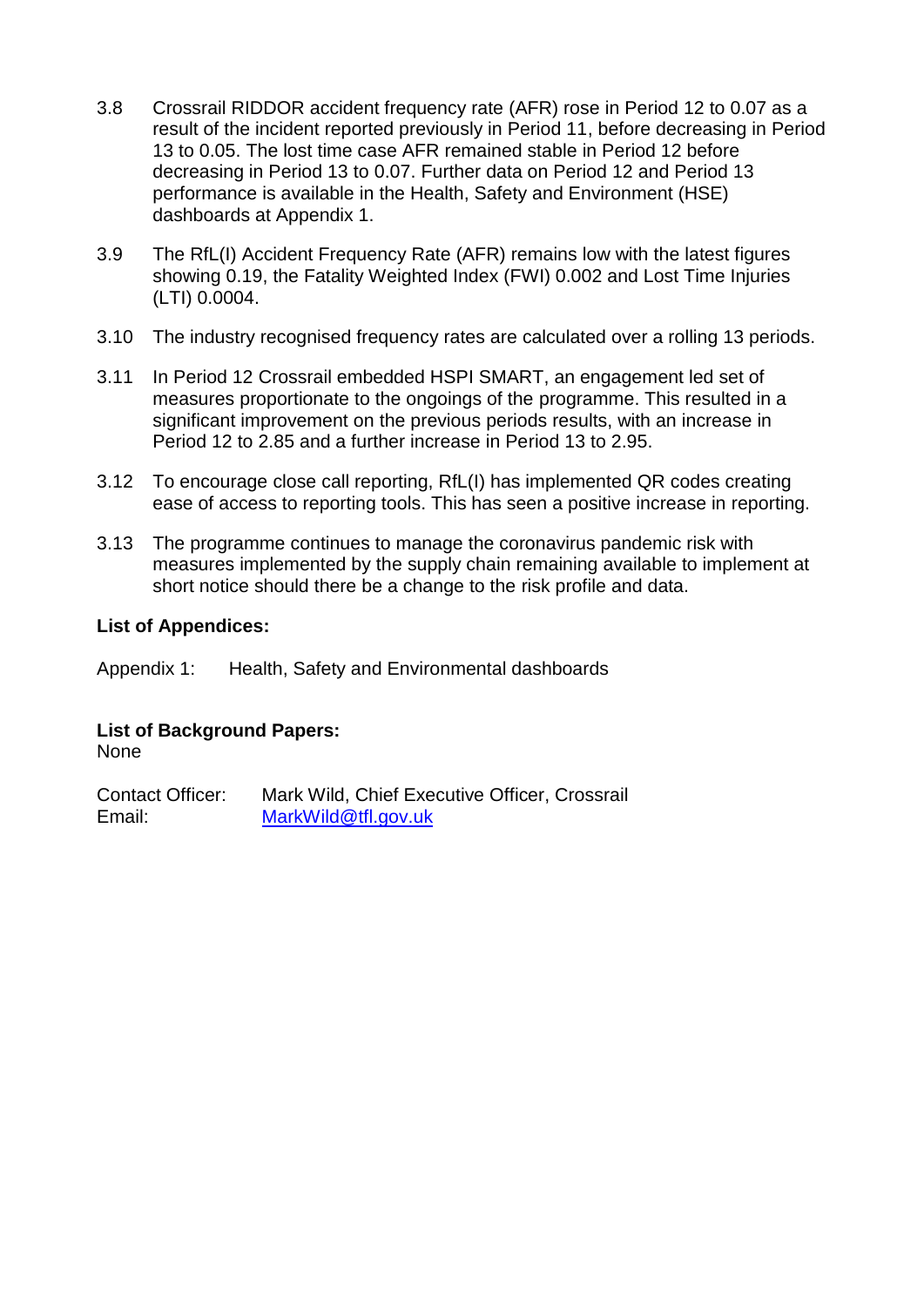3.8 Crossrail RIDDOR accident frequency rate (AFR) rose in Period 12 to 0.07 as a result of the incident reported previously in Period 11, before decreasing in Period 13 to 0.05. The lost time case AFR remained stable in Period 12 before decreasing in Period 13 to 0.07. Further data on Period 12 and Period 13 performance is available in the Health, Safety and Environment (HSE) dashboards at Appendix 1.

3.9 The RfL(I) Accident Frequency Rate (AFR) remains low with the latest figures showing 0.19, the Fatality Weighted Index (FWI) 0.002 and Lost Time Injuries (LTI) 0.0004.

3.10 The industry recognised frequency rates are calculated over a rolling 13 periods.

3.11 In Period 12 Crossrail embedded HSPI SMART, an engagement led set of measures proportionate to the ongoings of the programme. This resulted in a significant improvement on the previous periods results, with an increase in Period 12 to 2.85 and a further increase in Period 13 to 2.95.

3.12 To encourage close call reporting, RfL(I) has implemented QR codes creating ease of access to reporting tools. This has seen a positive increase in reporting.

3.13 The programme continues to manage the coronavirus pandemic risk with measures implemented by the supply chain remaining available to implement at short notice should there be a change to the risk profile and data.

**List of Appendices:**

Appendix 1: Health, Safety and Environmental dashboards

**List of Background Papers:**

None

Contact Officer: Mark Wild, Chief Executive Officer, Crossrail
Email: MarkWild@tfl.gov.uk